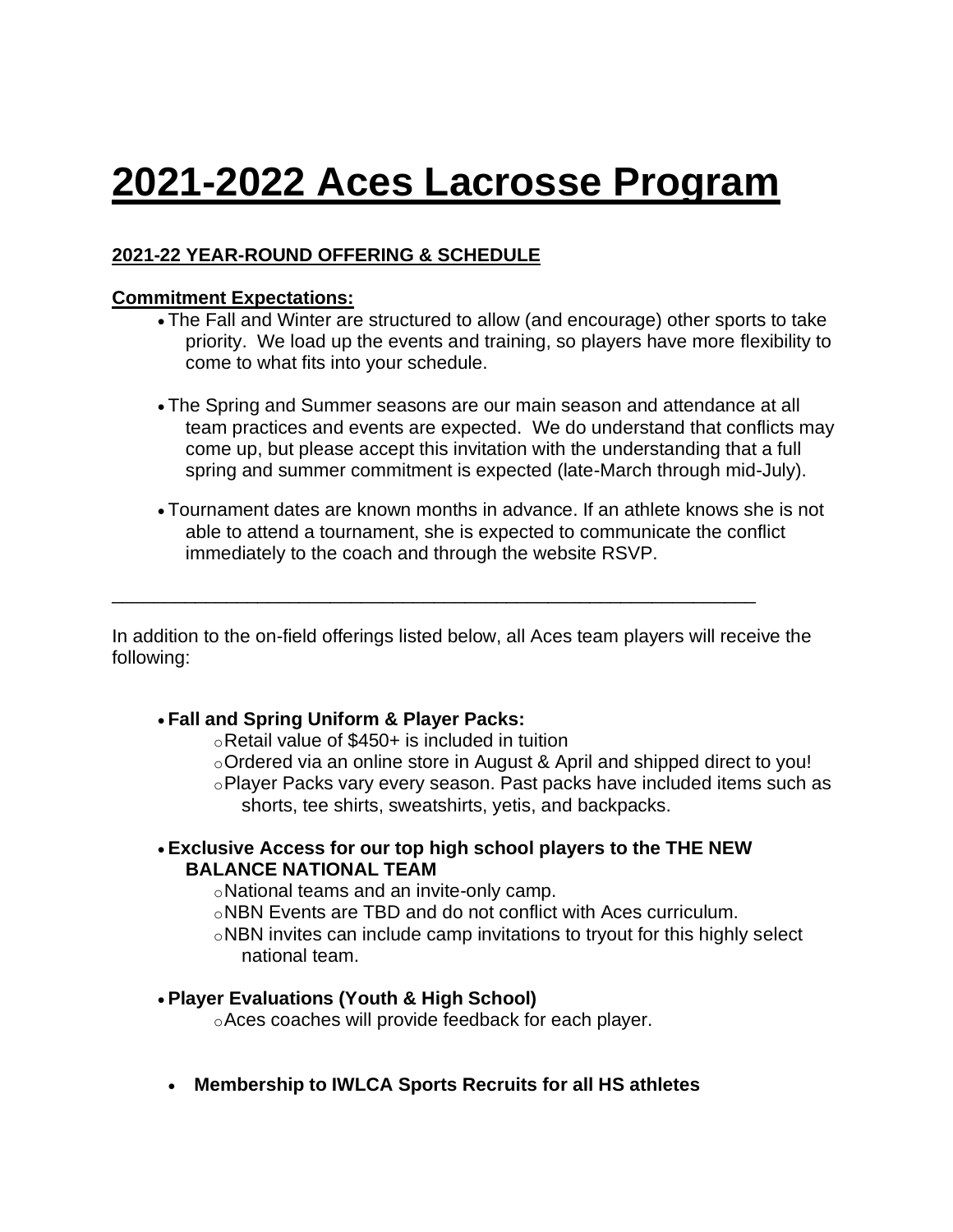# 2021-2022 Aces Lacrosse Program

## 2021-22 YEAR-ROUND OFFERING & SCHEDULE

**Commitment Expectations:**

- The Fall and Winter are structured to allow (and encourage) other sports to take priority. We load up the events and training, so players have more flexibility to come to what fits into your schedule.

- The Spring and Summer seasons are our main season and attendance at all team practices and events are expected. We do understand that conflicts may come up, but please accept this invitation with the understanding that a full spring and summer commitment is expected (late-March through mid-July).

- Tournament dates are known months in advance. If an athlete knows she is not able to attend a tournament, she is expected to communicate the conflict immediately to the coach and through the website RSVP.

---

In addition to the on-field offerings listed below, all Aces team players will receive the following:

- **Fall and Spring Uniform & Player Packs:**
  - Retail value of $450+ is included in tuition
  - Ordered via an online store in August & April and shipped direct to you!
  - Player Packs vary every season. Past packs have included items such as shorts, tee shirts, sweatshirts, yetis, and backpacks.

- **Exclusive Access for our top high school players to the THE NEW BALANCE NATIONAL TEAM**
  - National teams and an invite-only camp.
  - NBN Events are TBD and do not conflict with Aces curriculum.
  - NBN invites can include camp invitations to tryout for this highly select national team.

- **Player Evaluations (Youth & High School)**
  - Aces coaches will provide feedback for each player.

- **Membership to IWLCA Sports Recruits for all HS athletes**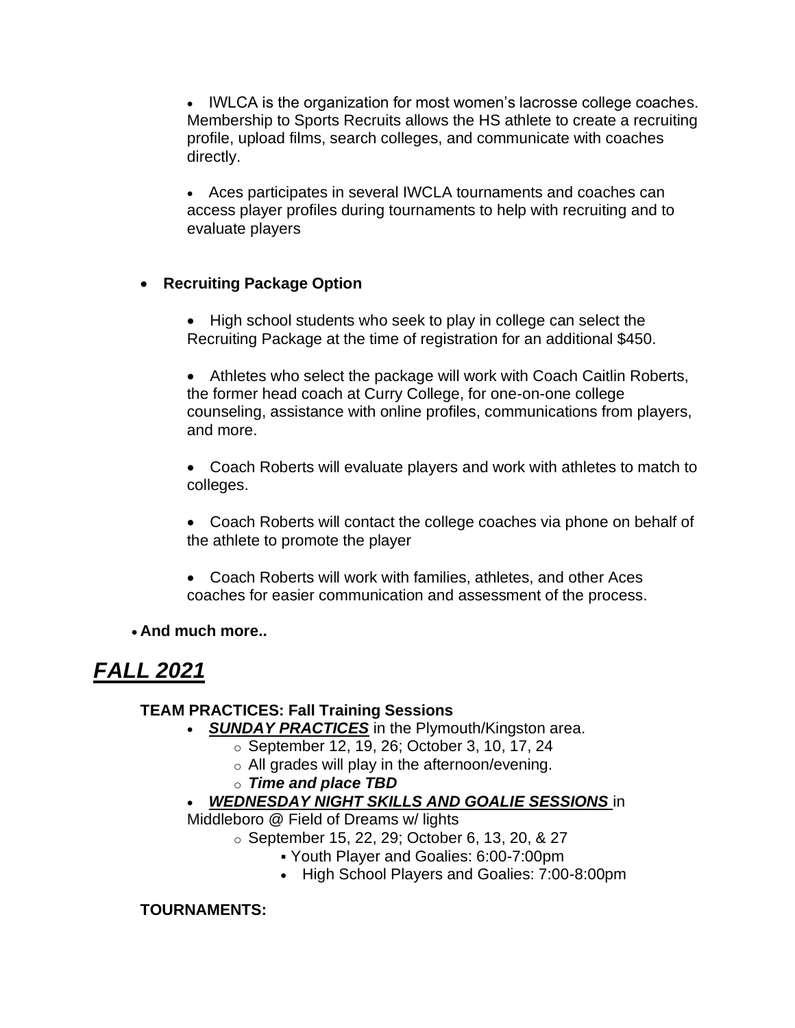- IWLCA is the organization for most women's lacrosse college coaches. Membership to Sports Recruits allows the HS athlete to create a recruiting profile, upload films, search colleges, and communicate with coaches directly.

- Aces participates in several IWCLA tournaments and coaches can access player profiles during tournaments to help with recruiting and to evaluate players

- **Recruiting Package Option**

  - High school students who seek to play in college can select the Recruiting Package at the time of registration for an additional $450.

  - Athletes who select the package will work with Coach Caitlin Roberts, the former head coach at Curry College, for one-on-one college counseling, assistance with online profiles, communications from players, and more.

  - Coach Roberts will evaluate players and work with athletes to match to colleges.

  - Coach Roberts will contact the college coaches via phone on behalf of the athlete to promote the player

  - Coach Roberts will work with families, athletes, and other Aces coaches for easier communication and assessment of the process.

- **And much more..**

# ***FALL 2021***

**TEAM PRACTICES: Fall Training Sessions**

- ***SUNDAY PRACTICES*** in the Plymouth/Kingston area.
  - September 12, 19, 26; October 3, 10, 17, 24
  - All grades will play in the afternoon/evening.
  - ***Time and place TBD***
- ***WEDNESDAY NIGHT SKILLS AND GOALIE SESSIONS*** in Middleboro @ Field of Dreams w/ lights
  - September 15, 22, 29; October 6, 13, 20, & 27
    - Youth Player and Goalies: 6:00-7:00pm
    - High School Players and Goalies: 7:00-8:00pm

**TOURNAMENTS:**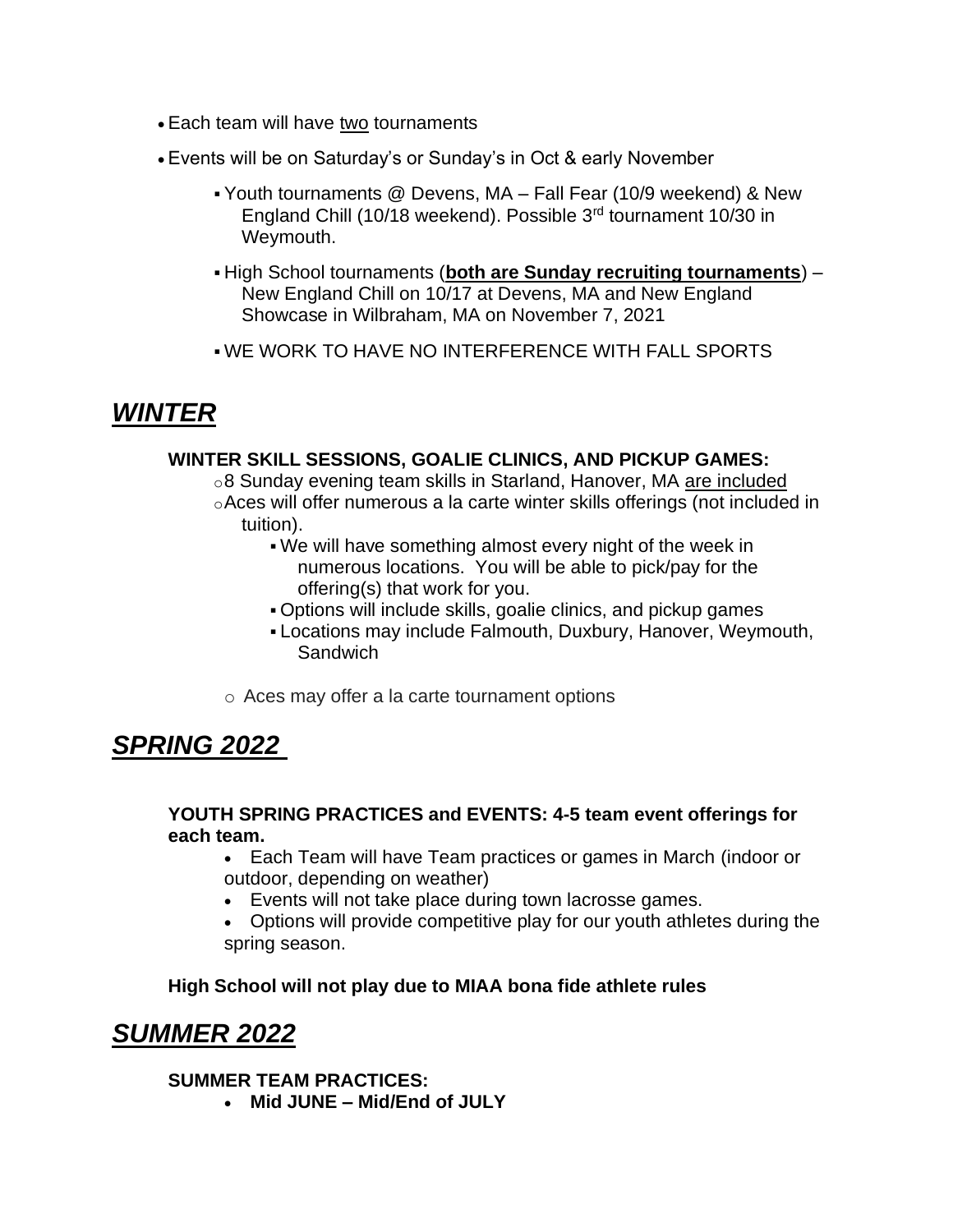- Each team will have <u>two</u> tournaments
- Events will be on Saturday's or Sunday's in Oct & early November
  - Youth tournaments @ Devens, MA – Fall Fear (10/9 weekend) & New England Chill (10/18 weekend). Possible 3rd tournament 10/30 in Weymouth.
  - High School tournaments (**<u>both are Sunday recruiting tournaments</u>**) – New England Chill on 10/17 at Devens, MA and New England Showcase in Wilbraham, MA on November 7, 2021
  - WE WORK TO HAVE NO INTERFERENCE WITH FALL SPORTS

## ***<u>WINTER</u>***

**WINTER SKILL SESSIONS, GOALIE CLINICS, AND PICKUP GAMES:**

- 8 Sunday evening team skills in Starland, Hanover, MA <u>are included</u>
- Aces will offer numerous a la carte winter skills offerings (not included in tuition).
  - We will have something almost every night of the week in numerous locations. You will be able to pick/pay for the offering(s) that work for you.
  - Options will include skills, goalie clinics, and pickup games
  - Locations may include Falmouth, Duxbury, Hanover, Weymouth, Sandwich
- Aces may offer a la carte tournament options

## ***<u>SPRING 2022</u>***

**YOUTH SPRING PRACTICES and EVENTS: 4-5 team event offerings for each team.**

- Each Team will have Team practices or games in March (indoor or outdoor, depending on weather)
- Events will not take place during town lacrosse games.
- Options will provide competitive play for our youth athletes during the spring season.

**High School will not play due to MIAA bona fide athlete rules**

## ***<u>SUMMER 2022</u>***

**SUMMER TEAM PRACTICES:**

- **Mid JUNE – Mid/End of JULY**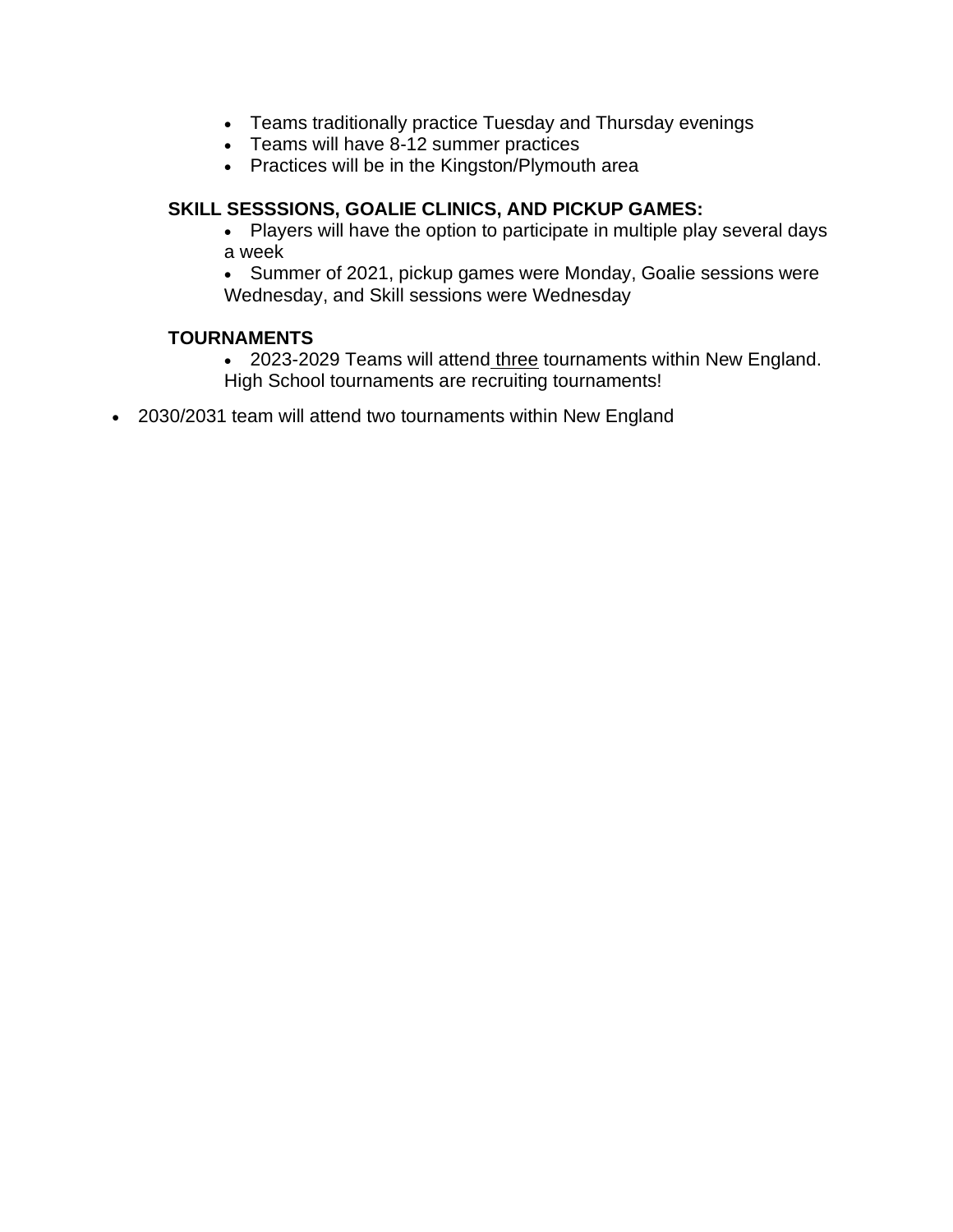- Teams traditionally practice Tuesday and Thursday evenings
- Teams will have 8-12 summer practices
- Practices will be in the Kingston/Plymouth area

**SKILL SESSSIONS, GOALIE CLINICS, AND PICKUP GAMES:**

- Players will have the option to participate in multiple play several days a week
- Summer of 2021, pickup games were Monday, Goalie sessions were Wednesday, and Skill sessions were Wednesday

**TOURNAMENTS**

- 2023-2029 Teams will attend three tournaments within New England. High School tournaments are recruiting tournaments!

- 2030/2031 team will attend two tournaments within New England